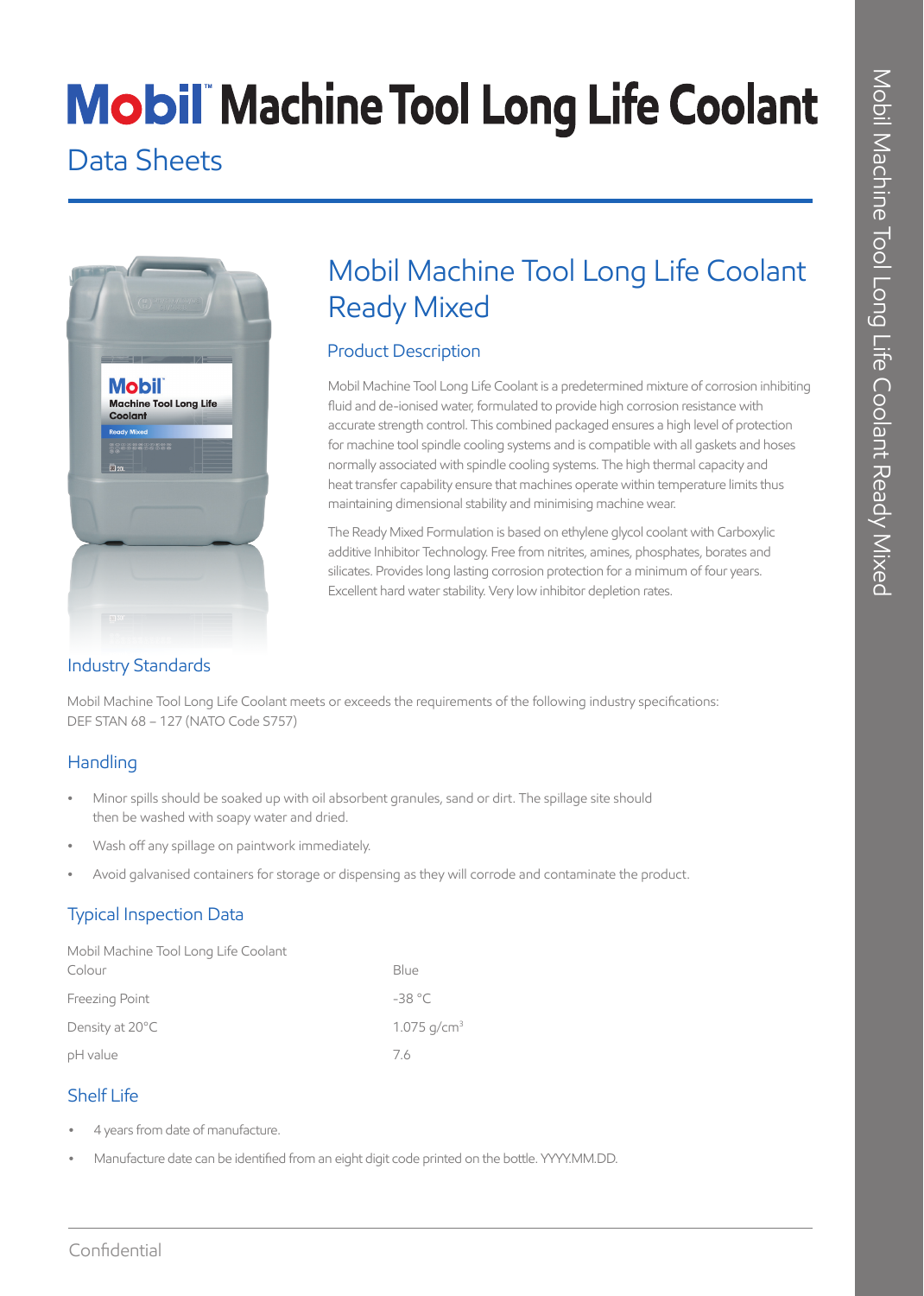# Mobil™ Machine Tool Long Life Coolant

Data Sheets

## Mobil Machine Tool Long Life Coolant Ready Mixed

### Product Description

Mobil Machine Tool Long Life Coolant is a predetermined mixture of corrosion inhibiting fluid and de-ionised water, formulated to provide high corrosion resistance with accurate strength control. This combined packaged ensures a high level of protection for machine tool spindle cooling systems and is compatible with all gaskets and hoses normally associated with spindle cooling systems. The high thermal capacity and heat transfer capability ensure that machines operate within temperature limits thus maintaining dimensional stability and minimising machine wear.

The Ready Mixed Formulation is based on ethylene glycol coolant with Carboxylic additive Inhibitor Technology. Free from nitrites, amines, phosphates, borates and silicates. Provides long lasting corrosion protection for a minimum of four years. Excellent hard water stability. Very low inhibitor depletion rates.

### Industry Standards

Mobil Machine Tool Long Life Coolant meets or exceeds the requirements of the following industry specifications:
DEF STAN 68 – 127 (NATO Code S757)

### Handling

- Minor spills should be soaked up with oil absorbent granules, sand or dirt. The spillage site should then be washed with soapy water and dried.
- Wash off any spillage on paintwork immediately.
- Avoid galvanised containers for storage or dispensing as they will corrode and contaminate the product.

### Typical Inspection Data

| Mobil Machine Tool Long Life Coolant | |
|---|---|
| Colour | Blue |
| Freezing Point | -38 °C |
| Density at 20°C | 1.075 g/cm$^3$ |
| pH value | 7.6 |

### Shelf Life

- 4 years from date of manufacture.
- Manufacture date can be identified from an eight digit code printed on the bottle. YYYY.MM.DD.

Confidential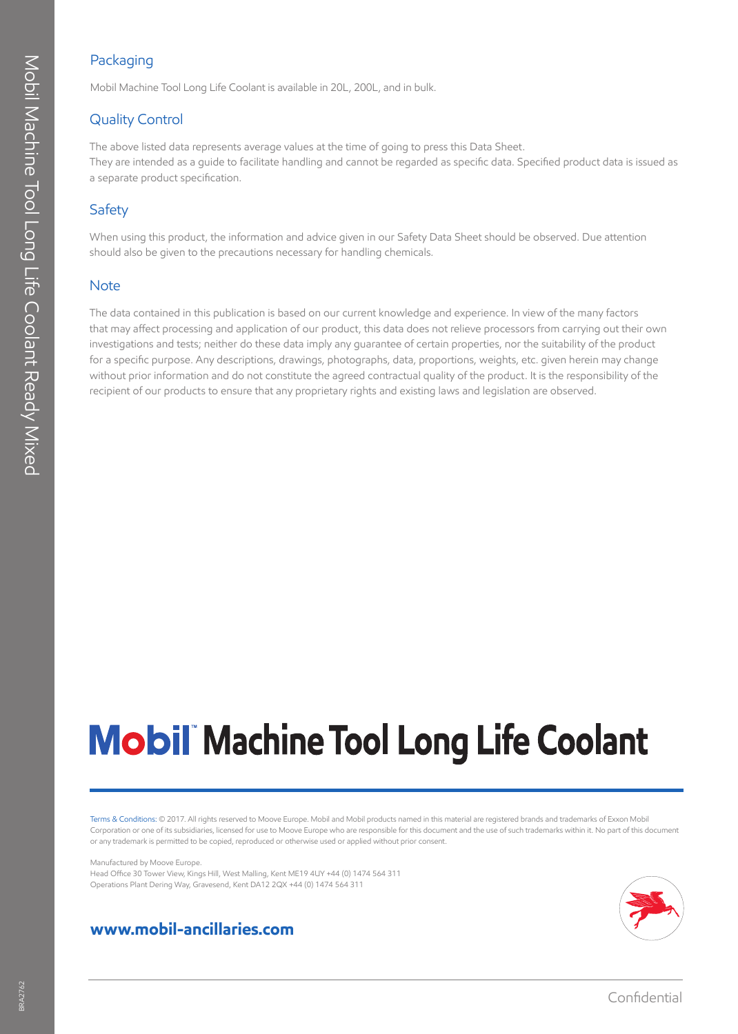## Packaging

Mobil Machine Tool Long Life Coolant is available in 20L, 200L, and in bulk.

## Quality Control

The above listed data represents average values at the time of going to press this Data Sheet.
They are intended as a guide to facilitate handling and cannot be regarded as specific data. Specified product data is issued as a separate product specification.

## Safety

When using this product, the information and advice given in our Safety Data Sheet should be observed. Due attention should also be given to the precautions necessary for handling chemicals.

## Note

The data contained in this publication is based on our current knowledge and experience. In view of the many factors that may affect processing and application of our product, this data does not relieve processors from carrying out their own investigations and tests; neither do these data imply any guarantee of certain properties, nor the suitability of the product for a specific purpose. Any descriptions, drawings, photographs, data, proportions, weights, etc. given herein may change without prior information and do not constitute the agreed contractual quality of the product. It is the responsibility of the recipient of our products to ensure that any proprietary rights and existing laws and legislation are observed.

# Mobil™ Machine Tool Long Life Coolant

Terms & Conditions: © 2017. All rights reserved to Moove Europe. Mobil and Mobil products named in this material are registered brands and trademarks of Exxon Mobil Corporation or one of its subsidiaries, licensed for use to Moove Europe who are responsible for this document and the use of such trademarks within it. No part of this document or any trademark is permitted to be copied, reproduced or otherwise used or applied without prior consent.

Manufactured by Moove Europe.
Head Office 30 Tower View, Kings Hill, West Malling, Kent ME19 4UY +44 (0) 1474 564 311
Operations Plant Dering Way, Gravesend, Kent DA12 2QX +44 (0) 1474 564 311

**www.mobil-ancillaries.com**

BRA2762

Confidential